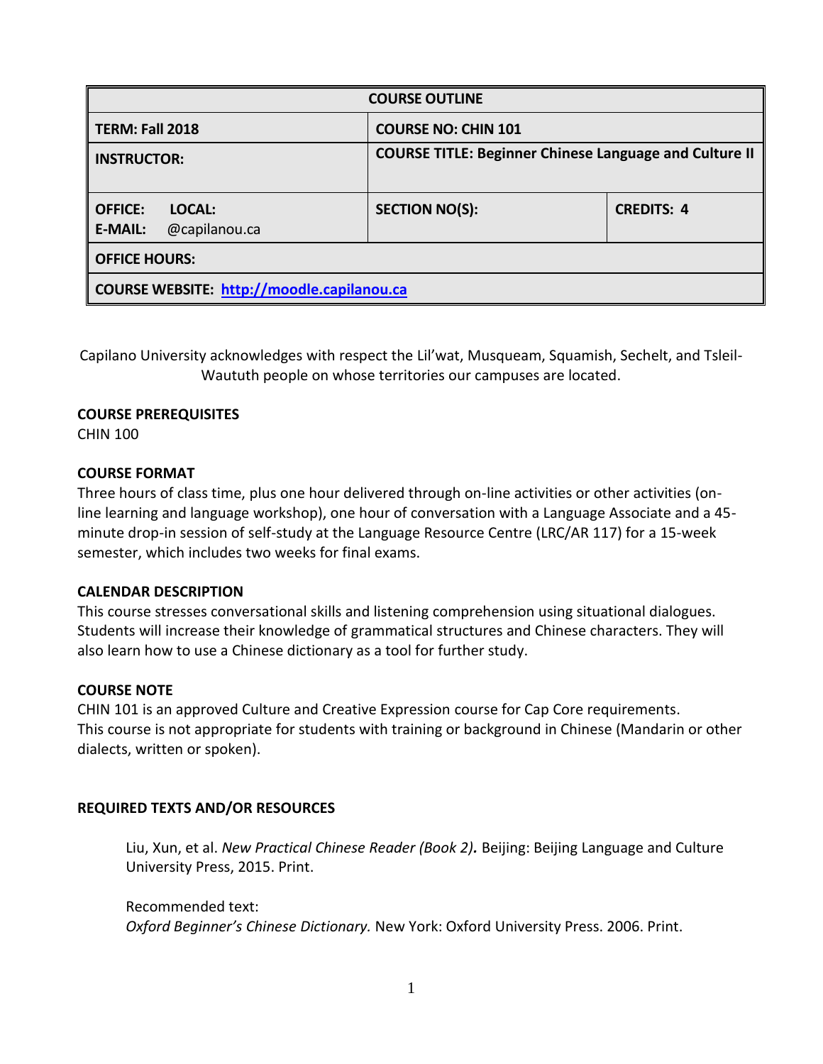| COURSE OUTLINE | | |
|---|---|---|
| **TERM: Fall 2018** | **COURSE NO: CHIN 101** | |
| **INSTRUCTOR:** | **COURSE TITLE: Beginner Chinese Language and Culture II** | |
| **OFFICE: LOCAL:** **E-MAIL:** @capilanou.ca | **SECTION NO(S):** | **CREDITS: 4** |
| **OFFICE HOURS:** | | |
| **COURSE WEBSITE: http://moodle.capilanou.ca** | | |

Capilano University acknowledges with respect the Lil'wat, Musqueam, Squamish, Sechelt, and Tsleil-Waututh people on whose territories our campuses are located.

**COURSE PREREQUISITES**

CHIN 100

**COURSE FORMAT**

Three hours of class time, plus one hour delivered through on-line activities or other activities (on-line learning and language workshop), one hour of conversation with a Language Associate and a 45-minute drop-in session of self-study at the Language Resource Centre (LRC/AR 117) for a 15-week semester, which includes two weeks for final exams.

**CALENDAR DESCRIPTION**

This course stresses conversational skills and listening comprehension using situational dialogues. Students will increase their knowledge of grammatical structures and Chinese characters. They will also learn how to use a Chinese dictionary as a tool for further study.

**COURSE NOTE**

CHIN 101 is an approved Culture and Creative Expression course for Cap Core requirements. This course is not appropriate for students with training or background in Chinese (Mandarin or other dialects, written or spoken).

**REQUIRED TEXTS AND/OR RESOURCES**

Liu, Xun, et al. *New Practical Chinese Reader (Book 2)***.** Beijing: Beijing Language and Culture University Press, 2015. Print.

Recommended text:
*Oxford Beginner's Chinese Dictionary.* New York: Oxford University Press. 2006. Print.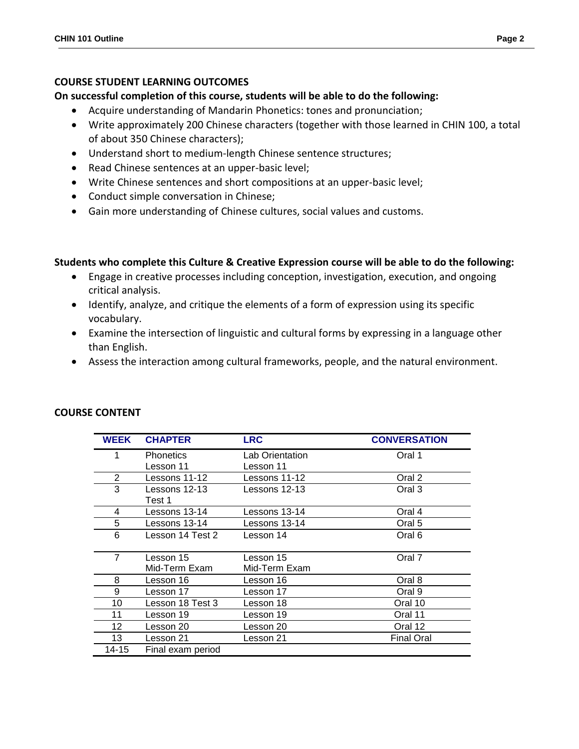## COURSE STUDENT LEARNING OUTCOMES

**On successful completion of this course, students will be able to do the following:**

- Acquire understanding of Mandarin Phonetics: tones and pronunciation;
- Write approximately 200 Chinese characters (together with those learned in CHIN 100, a total of about 350 Chinese characters);
- Understand short to medium-length Chinese sentence structures;
- Read Chinese sentences at an upper-basic level;
- Write Chinese sentences and short compositions at an upper-basic level;
- Conduct simple conversation in Chinese;
- Gain more understanding of Chinese cultures, social values and customs.

**Students who complete this Culture & Creative Expression course will be able to do the following:**

- Engage in creative processes including conception, investigation, execution, and ongoing critical analysis.
- Identify, analyze, and critique the elements of a form of expression using its specific vocabulary.
- Examine the intersection of linguistic and cultural forms by expressing in a language other than English.
- Assess the interaction among cultural frameworks, people, and the natural environment.

## COURSE CONTENT

| WEEK | CHAPTER | LRC | CONVERSATION |
|---|---|---|---|
| 1 | Phonetics<br>Lesson 11 | Lab Orientation<br>Lesson 11 | Oral 1 |
| 2 | Lessons 11-12 | Lessons 11-12 | Oral 2 |
| 3 | Lessons 12-13<br>Test 1 | Lessons 12-13 | Oral 3 |
| 4 | Lessons 13-14 | Lessons 13-14 | Oral 4 |
| 5 | Lessons 13-14 | Lessons 13-14 | Oral 5 |
| 6 | Lesson 14 Test 2 | Lesson 14 | Oral 6 |
| 7 | Lesson 15<br>Mid-Term Exam | Lesson 15<br>Mid-Term Exam | Oral 7 |
| 8 | Lesson 16 | Lesson 16 | Oral 8 |
| 9 | Lesson 17 | Lesson 17 | Oral 9 |
| 10 | Lesson 18 Test 3 | Lesson 18 | Oral 10 |
| 11 | Lesson 19 | Lesson 19 | Oral 11 |
| 12 | Lesson 20 | Lesson 20 | Oral 12 |
| 13 | Lesson 21 | Lesson 21 | Final Oral |
| 14-15 | Final exam period | | |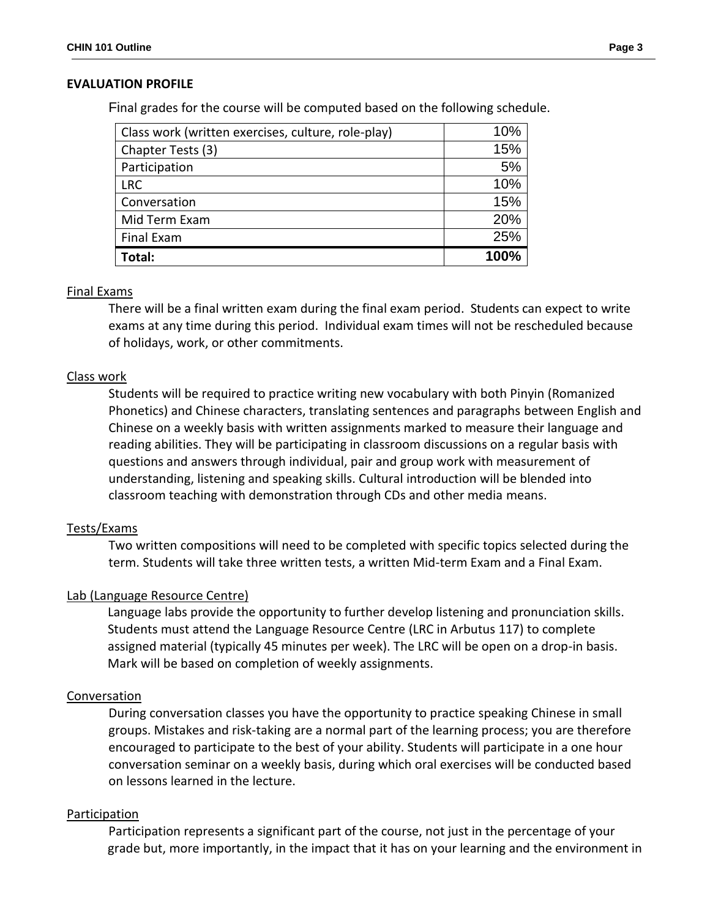## EVALUATION PROFILE

Final grades for the course will be computed based on the following schedule.

| Class work (written exercises, culture, role-play) | 10% |
|---|---|
| Chapter Tests (3) | 15% |
| Participation | 5% |
| LRC | 10% |
| Conversation | 15% |
| Mid Term Exam | 20% |
| Final Exam | 25% |
| **Total:** | **100%** |

### Final Exams

There will be a final written exam during the final exam period. Students can expect to write exams at any time during this period. Individual exam times will not be rescheduled because of holidays, work, or other commitments.

### Class work

Students will be required to practice writing new vocabulary with both Pinyin (Romanized Phonetics) and Chinese characters, translating sentences and paragraphs between English and Chinese on a weekly basis with written assignments marked to measure their language and reading abilities. They will be participating in classroom discussions on a regular basis with questions and answers through individual, pair and group work with measurement of understanding, listening and speaking skills. Cultural introduction will be blended into classroom teaching with demonstration through CDs and other media means.

### Tests/Exams

Two written compositions will need to be completed with specific topics selected during the term. Students will take three written tests, a written Mid-term Exam and a Final Exam.

### Lab (Language Resource Centre)

Language labs provide the opportunity to further develop listening and pronunciation skills. Students must attend the Language Resource Centre (LRC in Arbutus 117) to complete assigned material (typically 45 minutes per week). The LRC will be open on a drop-in basis. Mark will be based on completion of weekly assignments.

### Conversation

During conversation classes you have the opportunity to practice speaking Chinese in small groups. Mistakes and risk-taking are a normal part of the learning process; you are therefore encouraged to participate to the best of your ability. Students will participate in a one hour conversation seminar on a weekly basis, during which oral exercises will be conducted based on lessons learned in the lecture.

### Participation

Participation represents a significant part of the course, not just in the percentage of your grade but, more importantly, in the impact that it has on your learning and the environment in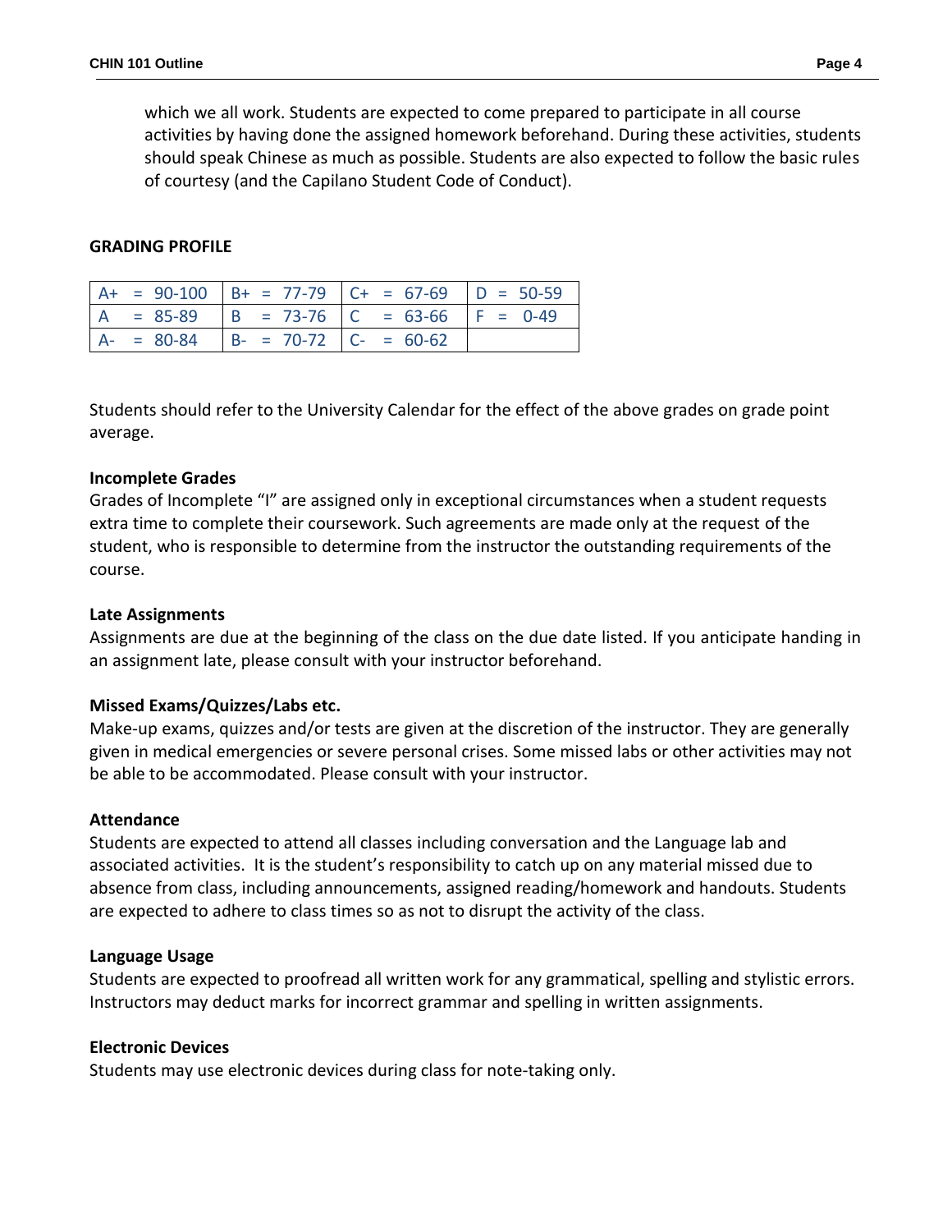which we all work. Students are expected to come prepared to participate in all course activities by having done the assigned homework beforehand. During these activities, students should speak Chinese as much as possible. Students are also expected to follow the basic rules of courtesy (and the Capilano Student Code of Conduct).

## GRADING PROFILE

| | | | |
|---|---|---|---|
| A+ = 90-100 | B+ = 77-79 | C+ = 67-69 | D = 50-59 |
| A = 85-89 | B = 73-76 | C = 63-66 | F = 0-49 |
| A- = 80-84 | B- = 70-72 | C- = 60-62 | |

Students should refer to the University Calendar for the effect of the above grades on grade point average.

### Incomplete Grades

Grades of Incomplete "I" are assigned only in exceptional circumstances when a student requests extra time to complete their coursework. Such agreements are made only at the request of the student, who is responsible to determine from the instructor the outstanding requirements of the course.

### Late Assignments

Assignments are due at the beginning of the class on the due date listed. If you anticipate handing in an assignment late, please consult with your instructor beforehand.

### Missed Exams/Quizzes/Labs etc.

Make-up exams, quizzes and/or tests are given at the discretion of the instructor. They are generally given in medical emergencies or severe personal crises. Some missed labs or other activities may not be able to be accommodated. Please consult with your instructor.

### Attendance

Students are expected to attend all classes including conversation and the Language lab and associated activities. It is the student's responsibility to catch up on any material missed due to absence from class, including announcements, assigned reading/homework and handouts. Students are expected to adhere to class times so as not to disrupt the activity of the class.

### Language Usage

Students are expected to proofread all written work for any grammatical, spelling and stylistic errors. Instructors may deduct marks for incorrect grammar and spelling in written assignments.

### Electronic Devices

Students may use electronic devices during class for note-taking only.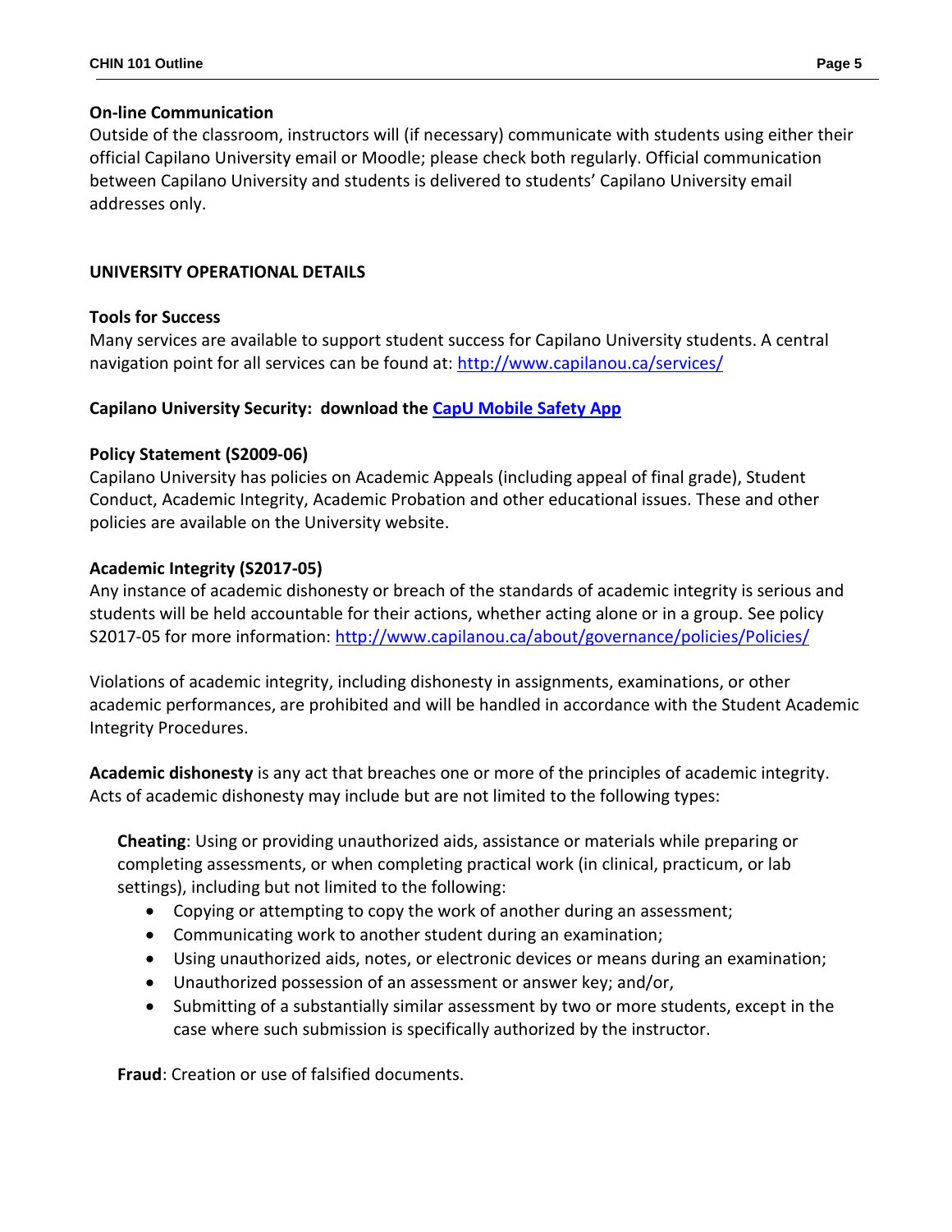**On-line Communication**

Outside of the classroom, instructors will (if necessary) communicate with students using either their official Capilano University email or Moodle; please check both regularly. Official communication between Capilano University and students is delivered to students' Capilano University email addresses only.

## UNIVERSITY OPERATIONAL DETAILS

**Tools for Success**

Many services are available to support student success for Capilano University students. A central navigation point for all services can be found at: http://www.capilanou.ca/services/

**Capilano University Security: download the CapU Mobile Safety App**

**Policy Statement (S2009-06)**

Capilano University has policies on Academic Appeals (including appeal of final grade), Student Conduct, Academic Integrity, Academic Probation and other educational issues. These and other policies are available on the University website.

**Academic Integrity (S2017-05)**

Any instance of academic dishonesty or breach of the standards of academic integrity is serious and students will be held accountable for their actions, whether acting alone or in a group. See policy S2017-05 for more information: http://www.capilanou.ca/about/governance/policies/Policies/

Violations of academic integrity, including dishonesty in assignments, examinations, or other academic performances, are prohibited and will be handled in accordance with the Student Academic Integrity Procedures.

**Academic dishonesty** is any act that breaches one or more of the principles of academic integrity. Acts of academic dishonesty may include but are not limited to the following types:

**Cheating**: Using or providing unauthorized aids, assistance or materials while preparing or completing assessments, or when completing practical work (in clinical, practicum, or lab settings), including but not limited to the following:

- Copying or attempting to copy the work of another during an assessment;
- Communicating work to another student during an examination;
- Using unauthorized aids, notes, or electronic devices or means during an examination;
- Unauthorized possession of an assessment or answer key; and/or,
- Submitting of a substantially similar assessment by two or more students, except in the case where such submission is specifically authorized by the instructor.

**Fraud**: Creation or use of falsified documents.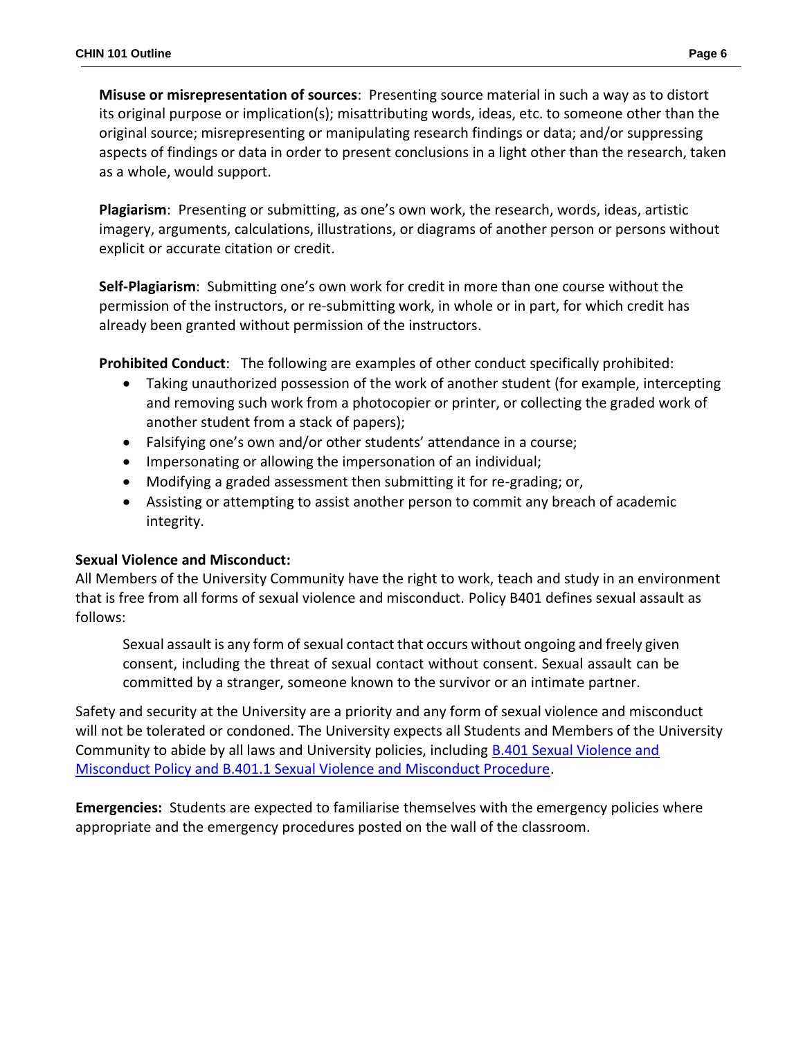**Misuse or misrepresentation of sources**: Presenting source material in such a way as to distort its original purpose or implication(s); misattributing words, ideas, etc. to someone other than the original source; misrepresenting or manipulating research findings or data; and/or suppressing aspects of findings or data in order to present conclusions in a light other than the research, taken as a whole, would support.

**Plagiarism**: Presenting or submitting, as one's own work, the research, words, ideas, artistic imagery, arguments, calculations, illustrations, or diagrams of another person or persons without explicit or accurate citation or credit.

**Self-Plagiarism**: Submitting one's own work for credit in more than one course without the permission of the instructors, or re-submitting work, in whole or in part, for which credit has already been granted without permission of the instructors.

**Prohibited Conduct**: The following are examples of other conduct specifically prohibited:

- Taking unauthorized possession of the work of another student (for example, intercepting and removing such work from a photocopier or printer, or collecting the graded work of another student from a stack of papers);
- Falsifying one's own and/or other students' attendance in a course;
- Impersonating or allowing the impersonation of an individual;
- Modifying a graded assessment then submitting it for re-grading; or,
- Assisting or attempting to assist another person to commit any breach of academic integrity.

**Sexual Violence and Misconduct:**

All Members of the University Community have the right to work, teach and study in an environment that is free from all forms of sexual violence and misconduct. Policy B401 defines sexual assault as follows:

> Sexual assault is any form of sexual contact that occurs without ongoing and freely given consent, including the threat of sexual contact without consent. Sexual assault can be committed by a stranger, someone known to the survivor or an intimate partner.

Safety and security at the University are a priority and any form of sexual violence and misconduct will not be tolerated or condoned. The University expects all Students and Members of the University Community to abide by all laws and University policies, including B.401 Sexual Violence and Misconduct Policy and B.401.1 Sexual Violence and Misconduct Procedure.

**Emergencies:** Students are expected to familiarise themselves with the emergency policies where appropriate and the emergency procedures posted on the wall of the classroom.